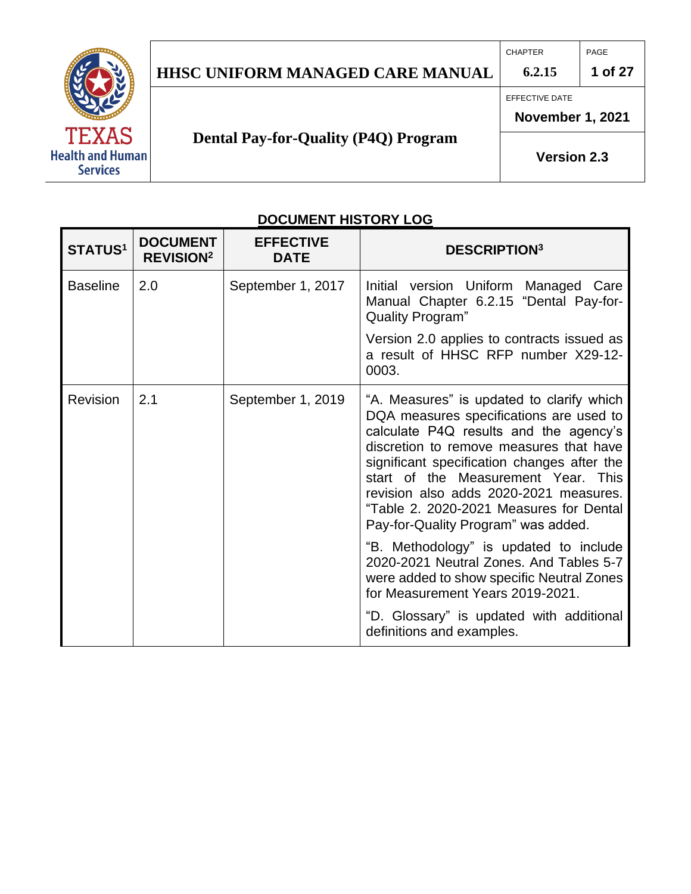| HHSC UNIFORM MANAGED CARE MANUAL | CHAPTER 6.2.15 | PAGE 1 of 27 |
|---|---|---|
| **Dental Pay-for-Quality (P4Q) Program** | EFFECTIVE DATE November 1, 2021 | |
| | Version 2.3 | |

## DOCUMENT HISTORY LOG

| STATUS[1] | DOCUMENT REVISION[2] | EFFECTIVE DATE | DESCRIPTION[3] |
|---|---|---|---|
| Baseline | 2.0 | September 1, 2017 | Initial version Uniform Managed Care Manual Chapter 6.2.15 "Dental Pay-for-Quality Program"<br><br>Version 2.0 applies to contracts issued as a result of HHSC RFP number X29-12-0003. |
| Revision | 2.1 | September 1, 2019 | "A. Measures" is updated to clarify which DQA measures specifications are used to calculate P4Q results and the agency's discretion to remove measures that have significant specification changes after the start of the Measurement Year. This revision also adds 2020-2021 measures. "Table 2. 2020-2021 Measures for Dental Pay-for-Quality Program" was added.<br><br>"B. Methodology" is updated to include 2020-2021 Neutral Zones. And Tables 5-7 were added to show specific Neutral Zones for Measurement Years 2019-2021.<br><br>"D. Glossary" is updated with additional definitions and examples. |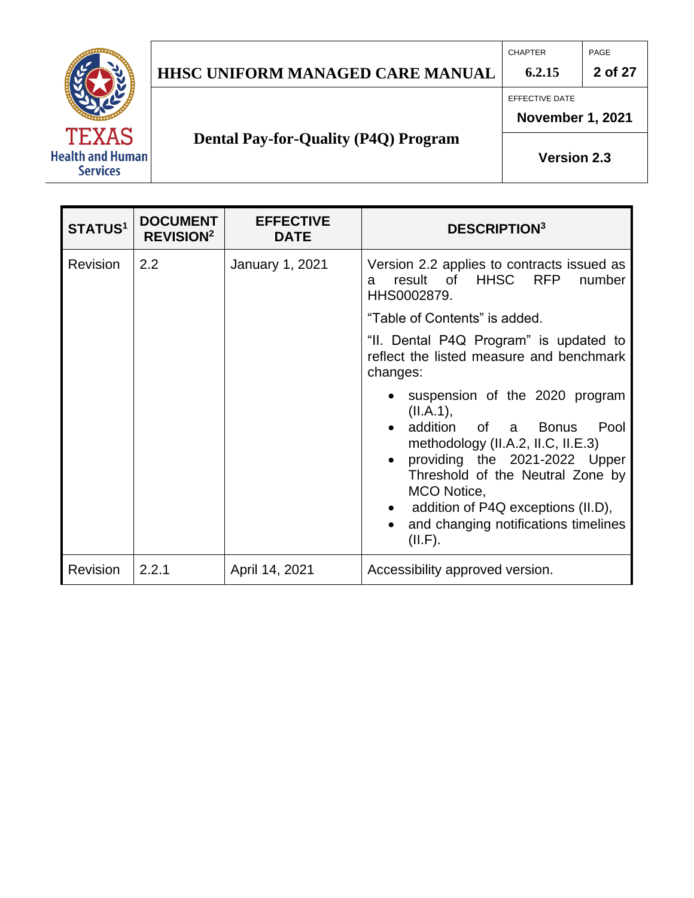| STATUS[1] | DOCUMENT REVISION[2] | EFFECTIVE DATE | DESCRIPTION[3] |
|---|---|---|---|
| Revision | 2.2 | January 1, 2021 | Version 2.2 applies to contracts issued as a result of HHSC RFP number HHS0002879.<br><br>"Table of Contents" is added.<br><br>"II. Dental P4Q Program" is updated to reflect the listed measure and benchmark changes:<br><br>• suspension of the 2020 program (II.A.1),<br>• addition of a Bonus Pool methodology (II.A.2, II.C, II.E.3)<br>• providing the 2021-2022 Upper Threshold of the Neutral Zone by MCO Notice,<br>• addition of P4Q exceptions (II.D),<br>• and changing notifications timelines (II.F). |
| Revision | 2.2.1 | April 14, 2021 | Accessibility approved version. |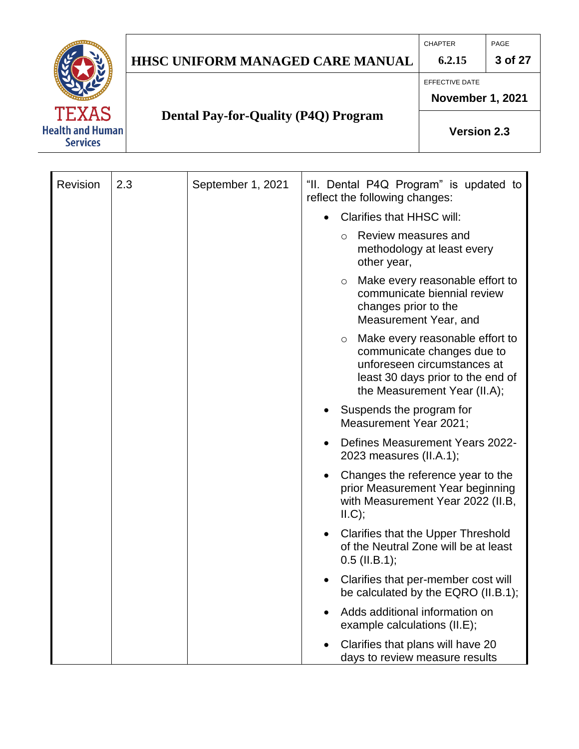| Revision | 2.3 | September 1, 2021 | "II. Dental P4Q Program" is updated to reflect the following changes:<br>• Clarifies that HHSC will:<br>○ Review measures and methodology at least every other year,<br>○ Make every reasonable effort to communicate biennial review changes prior to the Measurement Year, and<br>○ Make every reasonable effort to communicate changes due to unforeseen circumstances at least 30 days prior to the end of the Measurement Year (II.A);<br>• Suspends the program for Measurement Year 2021;<br>• Defines Measurement Years 2022-2023 measures (II.A.1);<br>• Changes the reference year to the prior Measurement Year beginning with Measurement Year 2022 (II.B, II.C);<br>• Clarifies that the Upper Threshold of the Neutral Zone will be at least 0.5 (II.B.1);<br>• Clarifies that per-member cost will be calculated by the EQRO (II.B.1);<br>• Adds additional information on example calculations (II.E);<br>• Clarifies that plans will have 20 days to review measure results |
|---|---|---|---|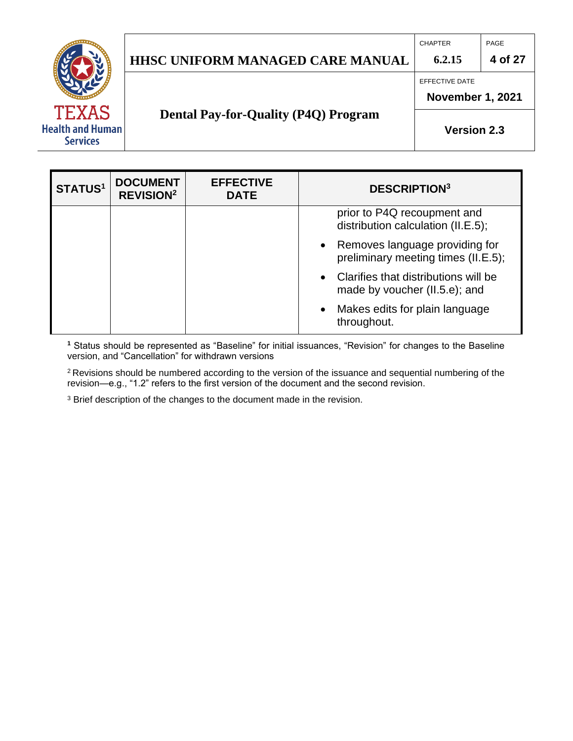| STATUS[1] | DOCUMENT REVISION[2] | EFFECTIVE DATE | DESCRIPTION[3] |
|---|---|---|---|
| | | | prior to P4Q recoupment and distribution calculation (II.E.5);<br>• Removes language providing for preliminary meeting times (II.E.5);<br>• Clarifies that distributions will be made by voucher (II.5.e); and<br>• Makes edits for plain language throughout. |

[1] Status should be represented as "Baseline" for initial issuances, "Revision" for changes to the Baseline version, and "Cancellation" for withdrawn versions

[2] Revisions should be numbered according to the version of the issuance and sequential numbering of the revision—e.g., "1.2" refers to the first version of the document and the second revision.

[3] Brief description of the changes to the document made in the revision.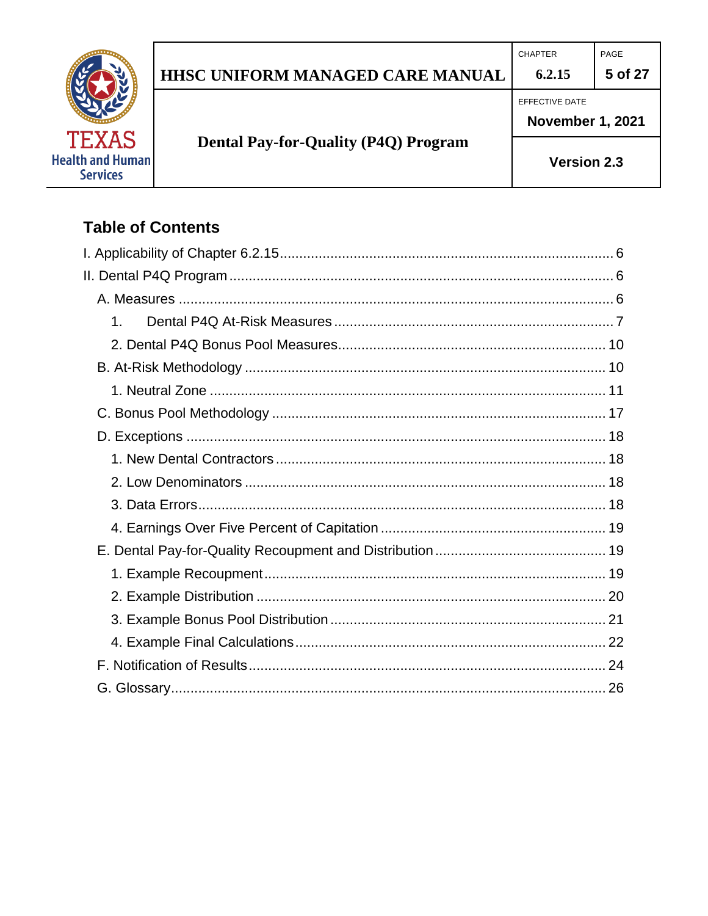## Table of Contents

I. Applicability of Chapter 6.2.15 .................... 6

II. Dental P4Q Program .................... 6

- A. Measures .................... 6
  - 1. Dental P4Q At-Risk Measures .................... 7
  - 2. Dental P4Q Bonus Pool Measures .................... 10
- B. At-Risk Methodology .................... 10
  - 1. Neutral Zone .................... 11
- C. Bonus Pool Methodology .................... 17
- D. Exceptions .................... 18
  - 1. New Dental Contractors .................... 18
  - 2. Low Denominators .................... 18
  - 3. Data Errors .................... 18
  - 4. Earnings Over Five Percent of Capitation .................... 19
- E. Dental Pay-for-Quality Recoupment and Distribution .................... 19
  - 1. Example Recoupment .................... 19
  - 2. Example Distribution .................... 20
  - 3. Example Bonus Pool Distribution .................... 21
  - 4. Example Final Calculations .................... 22
- F. Notification of Results .................... 24
- G. Glossary .................... 26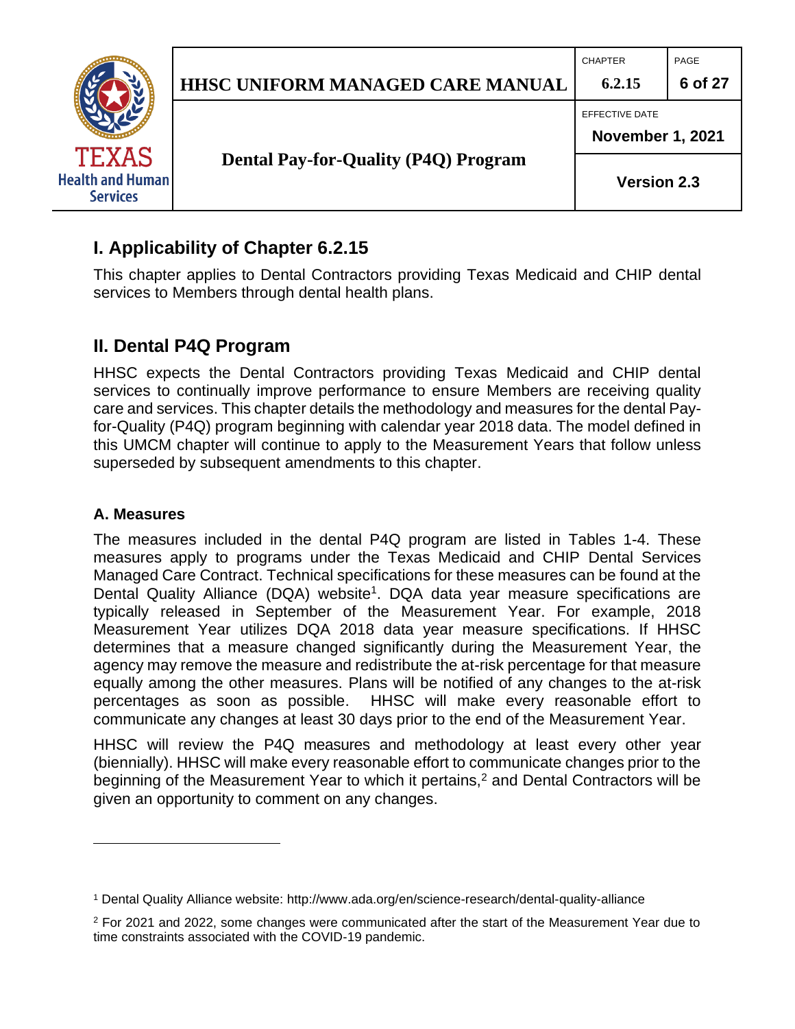## I. Applicability of Chapter 6.2.15

This chapter applies to Dental Contractors providing Texas Medicaid and CHIP dental services to Members through dental health plans.

## II. Dental P4Q Program

HHSC expects the Dental Contractors providing Texas Medicaid and CHIP dental services to continually improve performance to ensure Members are receiving quality care and services. This chapter details the methodology and measures for the dental Pay-for-Quality (P4Q) program beginning with calendar year 2018 data. The model defined in this UMCM chapter will continue to apply to the Measurement Years that follow unless superseded by subsequent amendments to this chapter.

### A. Measures

The measures included in the dental P4Q program are listed in Tables 1-4. These measures apply to programs under the Texas Medicaid and CHIP Dental Services Managed Care Contract. Technical specifications for these measures can be found at the Dental Quality Alliance (DQA) website[1]. DQA data year measure specifications are typically released in September of the Measurement Year. For example, 2018 Measurement Year utilizes DQA 2018 data year measure specifications. If HHSC determines that a measure changed significantly during the Measurement Year, the agency may remove the measure and redistribute the at-risk percentage for that measure equally among the other measures. Plans will be notified of any changes to the at-risk percentages as soon as possible. HHSC will make every reasonable effort to communicate any changes at least 30 days prior to the end of the Measurement Year.

HHSC will review the P4Q measures and methodology at least every other year (biennially). HHSC will make every reasonable effort to communicate changes prior to the beginning of the Measurement Year to which it pertains,[2] and Dental Contractors will be given an opportunity to comment on any changes.

---

[1] Dental Quality Alliance website: http://www.ada.org/en/science-research/dental-quality-alliance

[2] For 2021 and 2022, some changes were communicated after the start of the Measurement Year due to time constraints associated with the COVID-19 pandemic.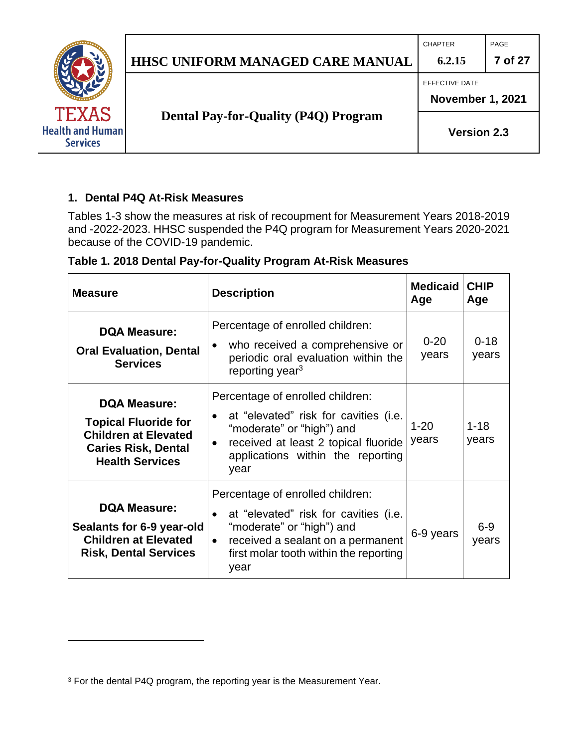## 1. Dental P4Q At-Risk Measures

Tables 1-3 show the measures at risk of recoupment for Measurement Years 2018-2019 and -2022-2023. HHSC suspended the P4Q program for Measurement Years 2020-2021 because of the COVID-19 pandemic.

**Table 1. 2018 Dental Pay-for-Quality Program At-Risk Measures**

| Measure | Description | Medicaid Age | CHIP Age |
|---|---|---|---|
| **DQA Measure:** **Oral Evaluation, Dental Services** | Percentage of enrolled children: <br>• who received a comprehensive or periodic oral evaluation within the reporting year[3] | 0-20 years | 0-18 years |
| **DQA Measure:** **Topical Fluoride for Children at Elevated Caries Risk, Dental Health Services** | Percentage of enrolled children: <br>• at "elevated" risk for cavities (i.e. "moderate" or "high") and <br>• received at least 2 topical fluoride applications within the reporting year | 1-20 years | 1-18 years |
| **DQA Measure:** **Sealants for 6-9 year-old Children at Elevated Risk, Dental Services** | Percentage of enrolled children: <br>• at "elevated" risk for cavities (i.e. "moderate" or "high") and <br>• received a sealant on a permanent first molar tooth within the reporting year | 6-9 years | 6-9 years |

[3] For the dental P4Q program, the reporting year is the Measurement Year.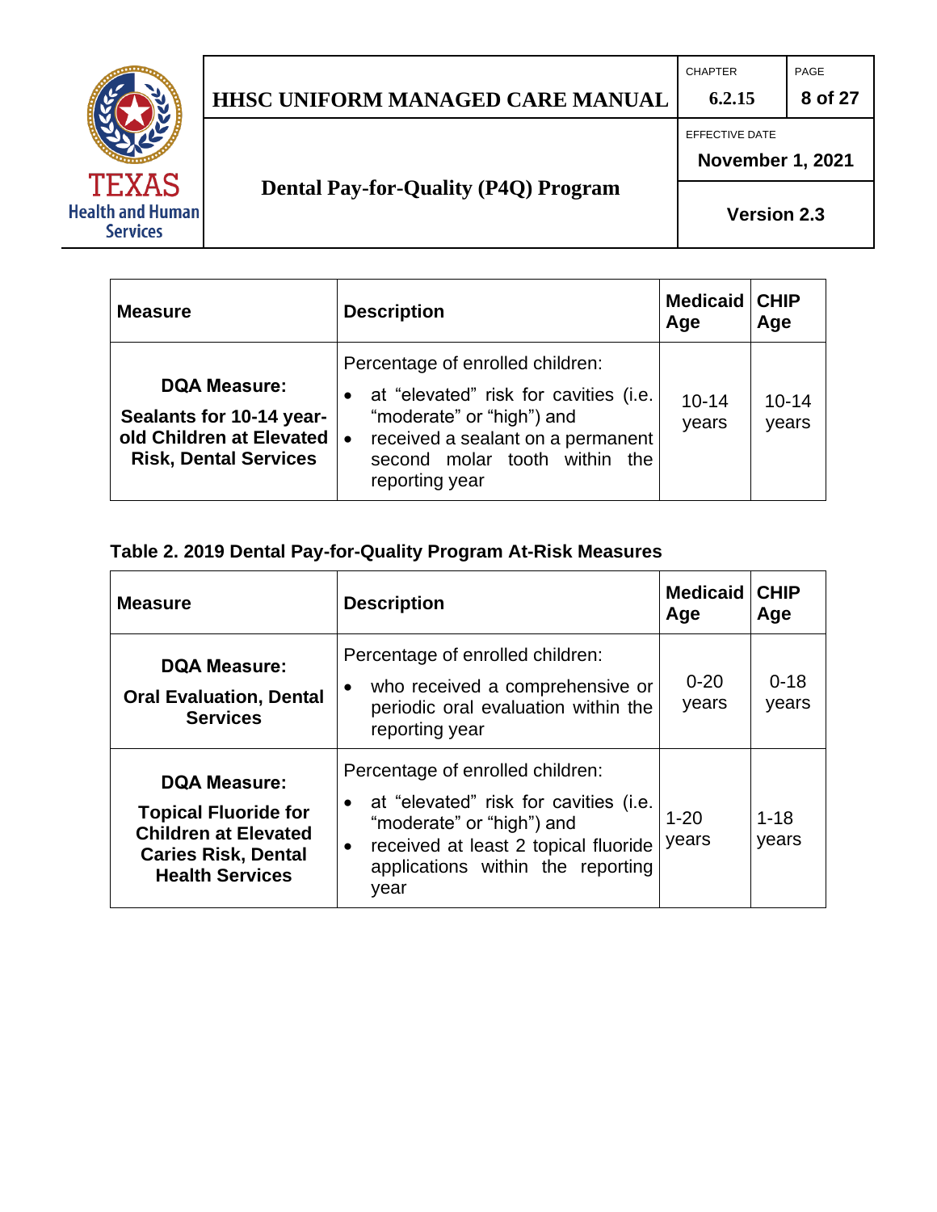| Measure | Description | Medicaid Age | CHIP Age |
|---|---|---|---|
| **DQA Measure: Sealants for 10-14 year-old Children at Elevated Risk, Dental Services** | Percentage of enrolled children: • at "elevated" risk for cavities (i.e. "moderate" or "high") and • received a sealant on a permanent second molar tooth within the reporting year | 10-14 years | 10-14 years |

**Table 2. 2019 Dental Pay-for-Quality Program At-Risk Measures**

| Measure | Description | Medicaid Age | CHIP Age |
|---|---|---|---|
| **DQA Measure: Oral Evaluation, Dental Services** | Percentage of enrolled children: • who received a comprehensive or periodic oral evaluation within the reporting year | 0-20 years | 0-18 years |
| **DQA Measure: Topical Fluoride for Children at Elevated Caries Risk, Dental Health Services** | Percentage of enrolled children: • at "elevated" risk for cavities (i.e. "moderate" or "high") and • received at least 2 topical fluoride applications within the reporting year | 1-20 years | 1-18 years |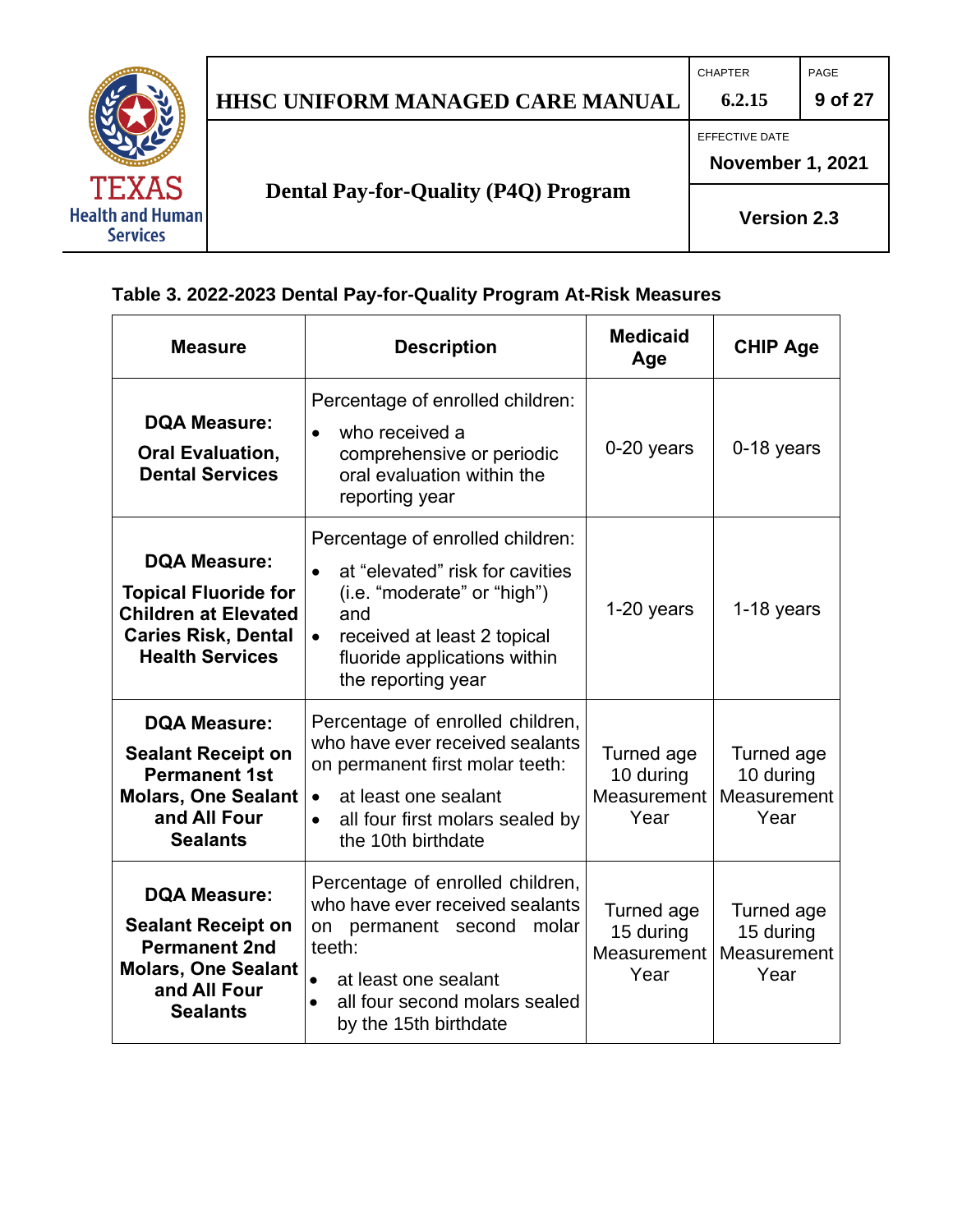**Table 3. 2022-2023 Dental Pay-for-Quality Program At-Risk Measures**

| Measure | Description | Medicaid Age | CHIP Age |
|---|---|---|---|
| **DQA Measure:** **Oral Evaluation, Dental Services** | Percentage of enrolled children: • who received a comprehensive or periodic oral evaluation within the reporting year | 0-20 years | 0-18 years |
| **DQA Measure:** **Topical Fluoride for Children at Elevated Caries Risk, Dental Health Services** | Percentage of enrolled children: • at "elevated" risk for cavities (i.e. "moderate" or "high") and • received at least 2 topical fluoride applications within the reporting year | 1-20 years | 1-18 years |
| **DQA Measure:** **Sealant Receipt on Permanent 1st Molars, One Sealant and All Four Sealants** | Percentage of enrolled children, who have ever received sealants on permanent first molar teeth: • at least one sealant • all four first molars sealed by the 10th birthdate | Turned age 10 during Measurement Year | Turned age 10 during Measurement Year |
| **DQA Measure:** **Sealant Receipt on Permanent 2nd Molars, One Sealant and All Four Sealants** | Percentage of enrolled children, who have ever received sealants on permanent second molar teeth: • at least one sealant • all four second molars sealed by the 15th birthdate | Turned age 15 during Measurement Year | Turned age 15 during Measurement Year |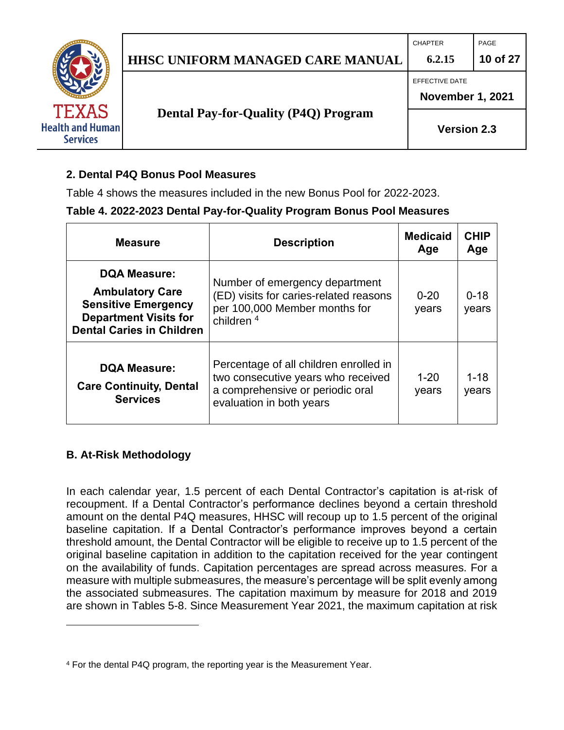### 2. Dental P4Q Bonus Pool Measures

Table 4 shows the measures included in the new Bonus Pool for 2022-2023.

**Table 4. 2022-2023 Dental Pay-for-Quality Program Bonus Pool Measures**

| Measure | Description | Medicaid Age | CHIP Age |
|---|---|---|---|
| **DQA Measure: Ambulatory Care Sensitive Emergency Department Visits for Dental Caries in Children** | Number of emergency department (ED) visits for caries-related reasons per 100,000 Member months for children [4] | 0-20 years | 0-18 years |
| **DQA Measure: Care Continuity, Dental Services** | Percentage of all children enrolled in two consecutive years who received a comprehensive or periodic oral evaluation in both years | 1-20 years | 1-18 years |

### B. At-Risk Methodology

In each calendar year, 1.5 percent of each Dental Contractor's capitation is at-risk of recoupment. If a Dental Contractor's performance declines beyond a certain threshold amount on the dental P4Q measures, HHSC will recoup up to 1.5 percent of the original baseline capitation. If a Dental Contractor's performance improves beyond a certain threshold amount, the Dental Contractor will be eligible to receive up to 1.5 percent of the original baseline capitation in addition to the capitation received for the year contingent on the availability of funds. Capitation percentages are spread across measures. For a measure with multiple submeasures, the measure's percentage will be split evenly among the associated submeasures. The capitation maximum by measure for 2018 and 2019 are shown in Tables 5-8. Since Measurement Year 2021, the maximum capitation at risk

---

[4] For the dental P4Q program, the reporting year is the Measurement Year.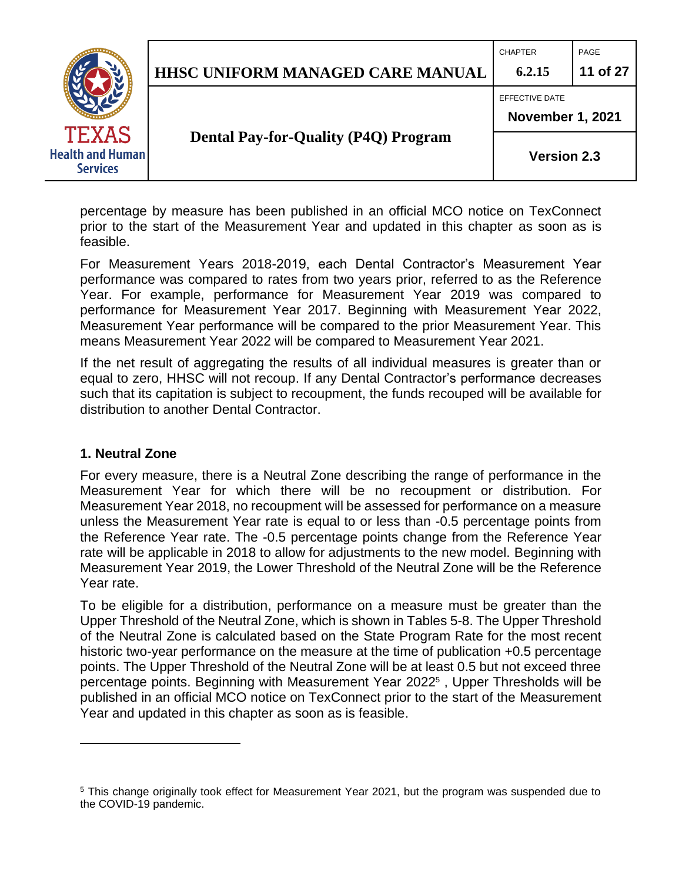percentage by measure has been published in an official MCO notice on TexConnect prior to the start of the Measurement Year and updated in this chapter as soon as is feasible.

For Measurement Years 2018-2019, each Dental Contractor's Measurement Year performance was compared to rates from two years prior, referred to as the Reference Year. For example, performance for Measurement Year 2019 was compared to performance for Measurement Year 2017. Beginning with Measurement Year 2022, Measurement Year performance will be compared to the prior Measurement Year. This means Measurement Year 2022 will be compared to Measurement Year 2021.

If the net result of aggregating the results of all individual measures is greater than or equal to zero, HHSC will not recoup. If any Dental Contractor's performance decreases such that its capitation is subject to recoupment, the funds recouped will be available for distribution to another Dental Contractor.

### 1. Neutral Zone

For every measure, there is a Neutral Zone describing the range of performance in the Measurement Year for which there will be no recoupment or distribution. For Measurement Year 2018, no recoupment will be assessed for performance on a measure unless the Measurement Year rate is equal to or less than -0.5 percentage points from the Reference Year rate. The -0.5 percentage points change from the Reference Year rate will be applicable in 2018 to allow for adjustments to the new model. Beginning with Measurement Year 2019, the Lower Threshold of the Neutral Zone will be the Reference Year rate.

To be eligible for a distribution, performance on a measure must be greater than the Upper Threshold of the Neutral Zone, which is shown in Tables 5-8. The Upper Threshold of the Neutral Zone is calculated based on the State Program Rate for the most recent historic two-year performance on the measure at the time of publication +0.5 percentage points. The Upper Threshold of the Neutral Zone will be at least 0.5 but not exceed three percentage points. Beginning with Measurement Year 2022[5], Upper Thresholds will be published in an official MCO notice on TexConnect prior to the start of the Measurement Year and updated in this chapter as soon as is feasible.

---

[5] This change originally took effect for Measurement Year 2021, but the program was suspended due to the COVID-19 pandemic.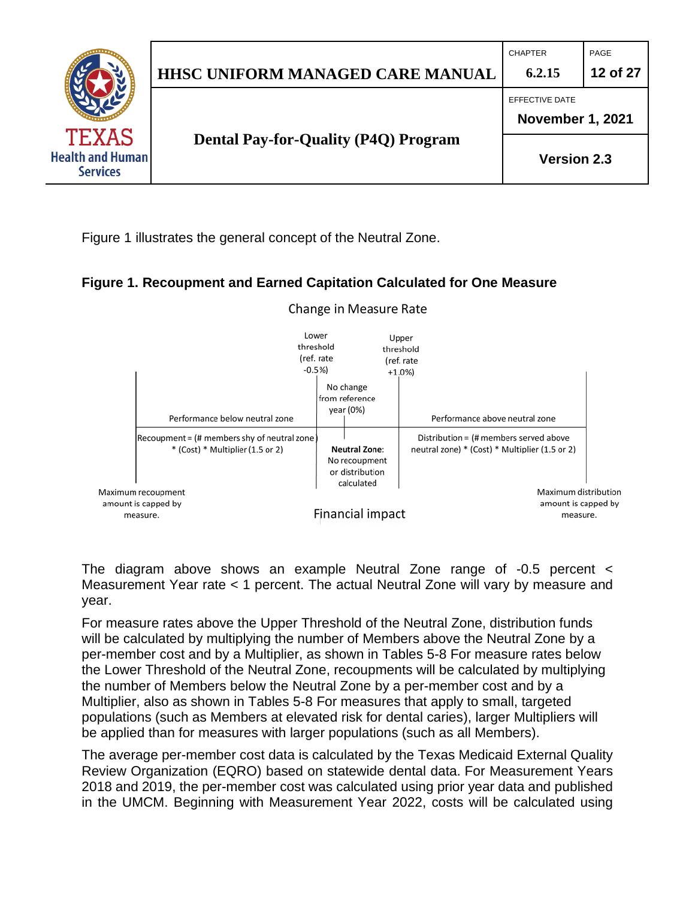Figure 1 illustrates the general concept of the Neutral Zone.

**Figure 1. Recoupment and Earned Capitation Calculated for One Measure**

Change in Measure Rate

Lower threshold (ref. rate -0.5%)

Upper threshold (ref. rate +1.0%)

No change from reference year (0%)

Performance below neutral zone

Performance above neutral zone

Recoupment = (# members shy of neutral zone) * (Cost) * Multiplier (1.5 or 2)

**Neutral Zone**: No recoupment or distribution calculated

Distribution = (# members served above neutral zone) * (Cost) * Multiplier (1.5 or 2)

Maximum recoupment amount is capped by measure.

Financial impact

Maximum distribution amount is capped by measure.

The diagram above shows an example Neutral Zone range of -0.5 percent < Measurement Year rate < 1 percent. The actual Neutral Zone will vary by measure and year.

For measure rates above the Upper Threshold of the Neutral Zone, distribution funds will be calculated by multiplying the number of Members above the Neutral Zone by a per-member cost and by a Multiplier, as shown in Tables 5-8 For measure rates below the Lower Threshold of the Neutral Zone, recoupments will be calculated by multiplying the number of Members below the Neutral Zone by a per-member cost and by a Multiplier, also as shown in Tables 5-8 For measures that apply to small, targeted populations (such as Members at elevated risk for dental caries), larger Multipliers will be applied than for measures with larger populations (such as all Members).

The average per-member cost data is calculated by the Texas Medicaid External Quality Review Organization (EQRO) based on statewide dental data. For Measurement Years 2018 and 2019, the per-member cost was calculated using prior year data and published in the UMCM. Beginning with Measurement Year 2022, costs will be calculated using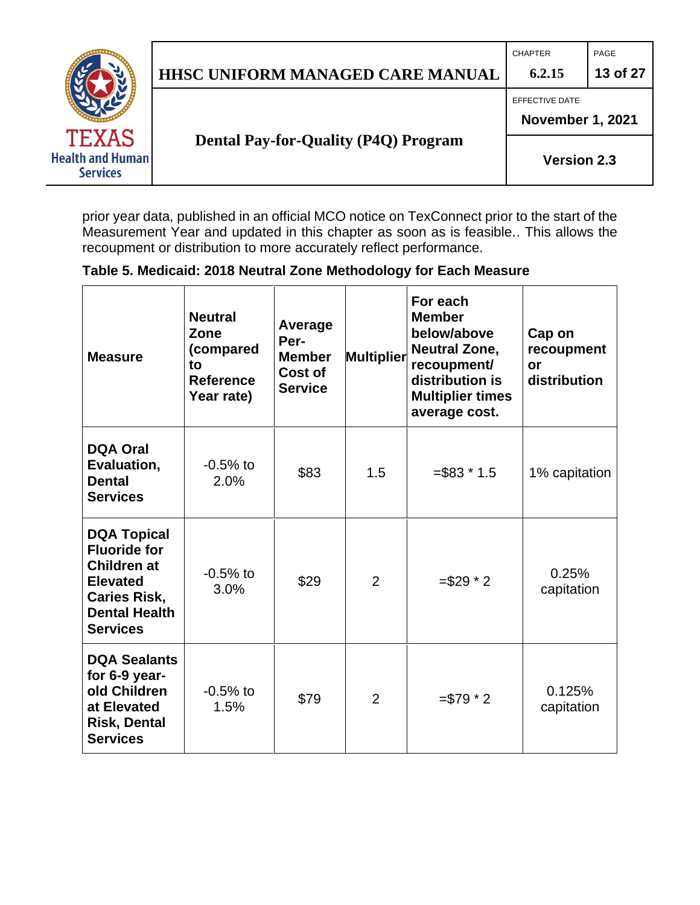prior year data, published in an official MCO notice on TexConnect prior to the start of the Measurement Year and updated in this chapter as soon as is feasible.. This allows the recoupment or distribution to more accurately reflect performance.

**Table 5. Medicaid: 2018 Neutral Zone Methodology for Each Measure**

| Measure | Neutral Zone (compared to Reference Year rate) | Average Per-Member Cost of Service | Multiplier | For each Member below/above Neutral Zone, recoupment/ distribution is Multiplier times average cost. | Cap on recoupment or distribution |
|---|---|---|---|---|---|
| **DQA Oral Evaluation, Dental Services** | -0.5% to 2.0% | $83 | 1.5 | =$83 * 1.5 | 1% capitation |
| **DQA Topical Fluoride for Children at Elevated Caries Risk, Dental Health Services** | -0.5% to 3.0% | $29 | 2 | =$29 * 2 | 0.25% capitation |
| **DQA Sealants for 6-9 year-old Children at Elevated Risk, Dental Services** | -0.5% to 1.5% | $79 | 2 | =$79 * 2 | 0.125% capitation |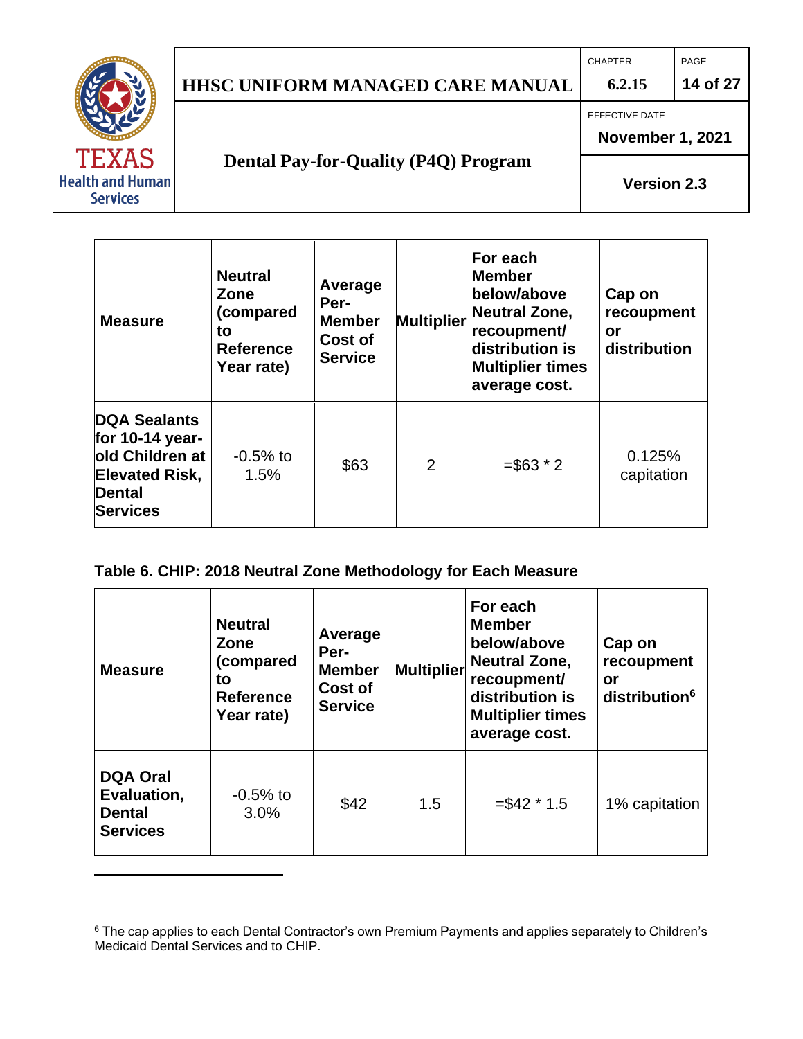| Measure | Neutral Zone (compared to Reference Year rate) | Average Per-Member Cost of Service | Multiplier | For each Member below/above Neutral Zone, recoupment/ distribution is Multiplier times average cost. | Cap on recoupment or distribution |
|---|---|---|---|---|---|
| DQA Sealants for 10-14 year-old Children at Elevated Risk, Dental Services | -0.5% to 1.5% | $63 | 2 | =$63 * 2 | 0.125% capitation |

**Table 6. CHIP: 2018 Neutral Zone Methodology for Each Measure**

| Measure | Neutral Zone (compared to Reference Year rate) | Average Per-Member Cost of Service | Multiplier | For each Member below/above Neutral Zone, recoupment/ distribution is Multiplier times average cost. | Cap on recoupment or distribution[6] |
|---|---|---|---|---|---|
| DQA Oral Evaluation, Dental Services | -0.5% to 3.0% | $42 | 1.5 | =$42 * 1.5 | 1% capitation |

---

[6] The cap applies to each Dental Contractor's own Premium Payments and applies separately to Children's Medicaid Dental Services and to CHIP.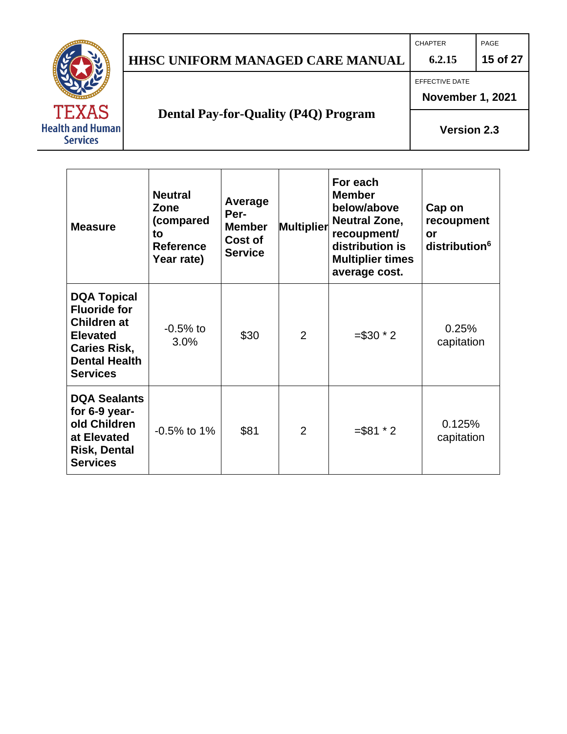| Measure | Neutral Zone (compared to Reference Year rate) | Average Per-Member Cost of Service | Multiplier | For each Member below/above Neutral Zone, recoupment/ distribution is Multiplier times average cost. | Cap on recoupment or distribution[6] |
|---|---|---|---|---|---|
| DQA Topical Fluoride for Children at Elevated Caries Risk, Dental Health Services | -0.5% to 3.0% | $30 | 2 | =$30 * 2 | 0.25% capitation |
| DQA Sealants for 6-9 year-old Children at Elevated Risk, Dental Services | -0.5% to 1% | $81 | 2 | =$81 * 2 | 0.125% capitation |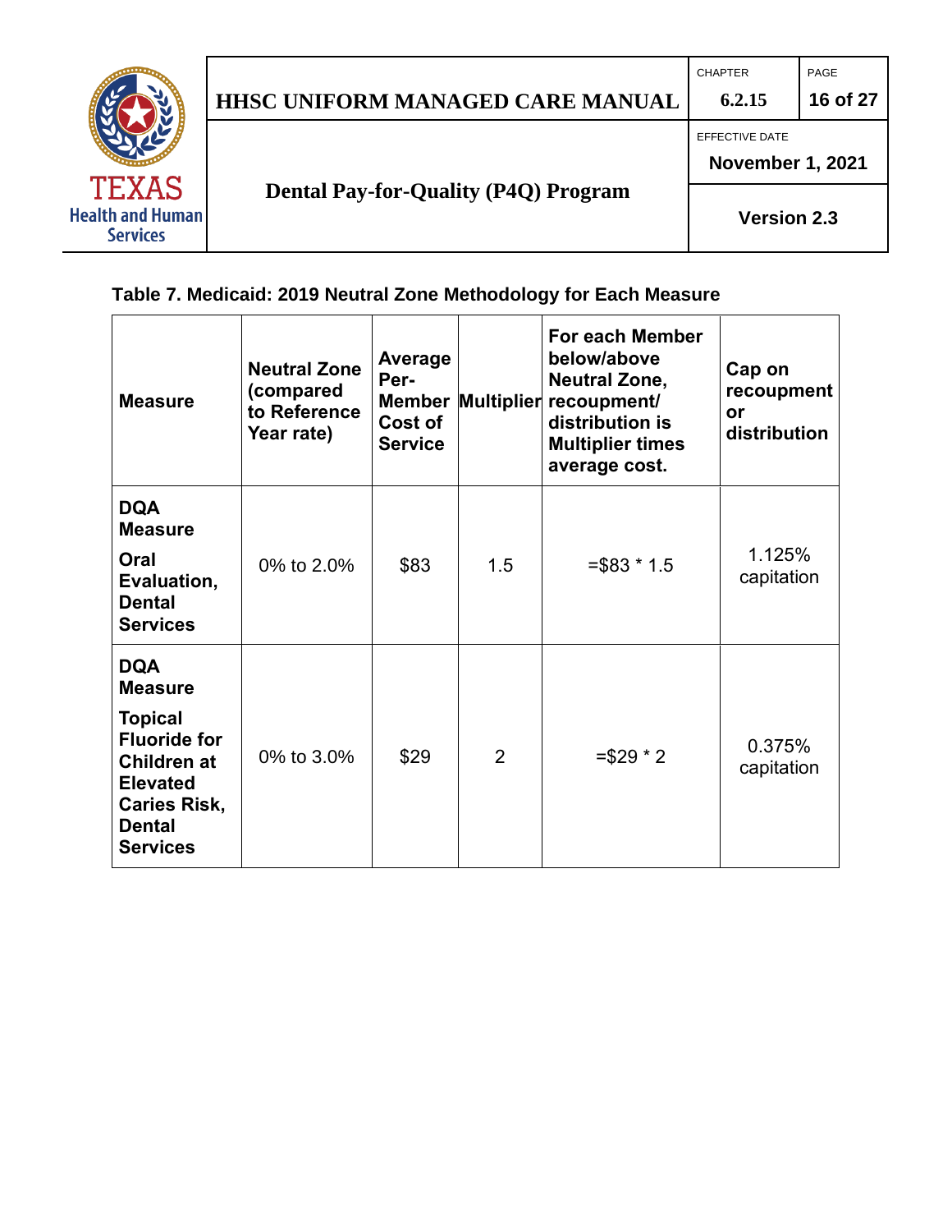**Table 7. Medicaid: 2019 Neutral Zone Methodology for Each Measure**

| Measure | Neutral Zone (compared to Reference Year rate) | Average Per-Member Cost of Service | Multiplier | For each Member below/above Neutral Zone, recoupment/ distribution is Multiplier times average cost. | Cap on recoupment or distribution |
|---|---|---|---|---|---|
| **DQA Measure** **Oral Evaluation, Dental Services** | 0% to 2.0% | $83 | 1.5 | =$83 * 1.5 | 1.125% capitation |
| **DQA Measure** **Topical Fluoride for Children at Elevated Caries Risk, Dental Services** | 0% to 3.0% | $29 | 2 | =$29 * 2 | 0.375% capitation |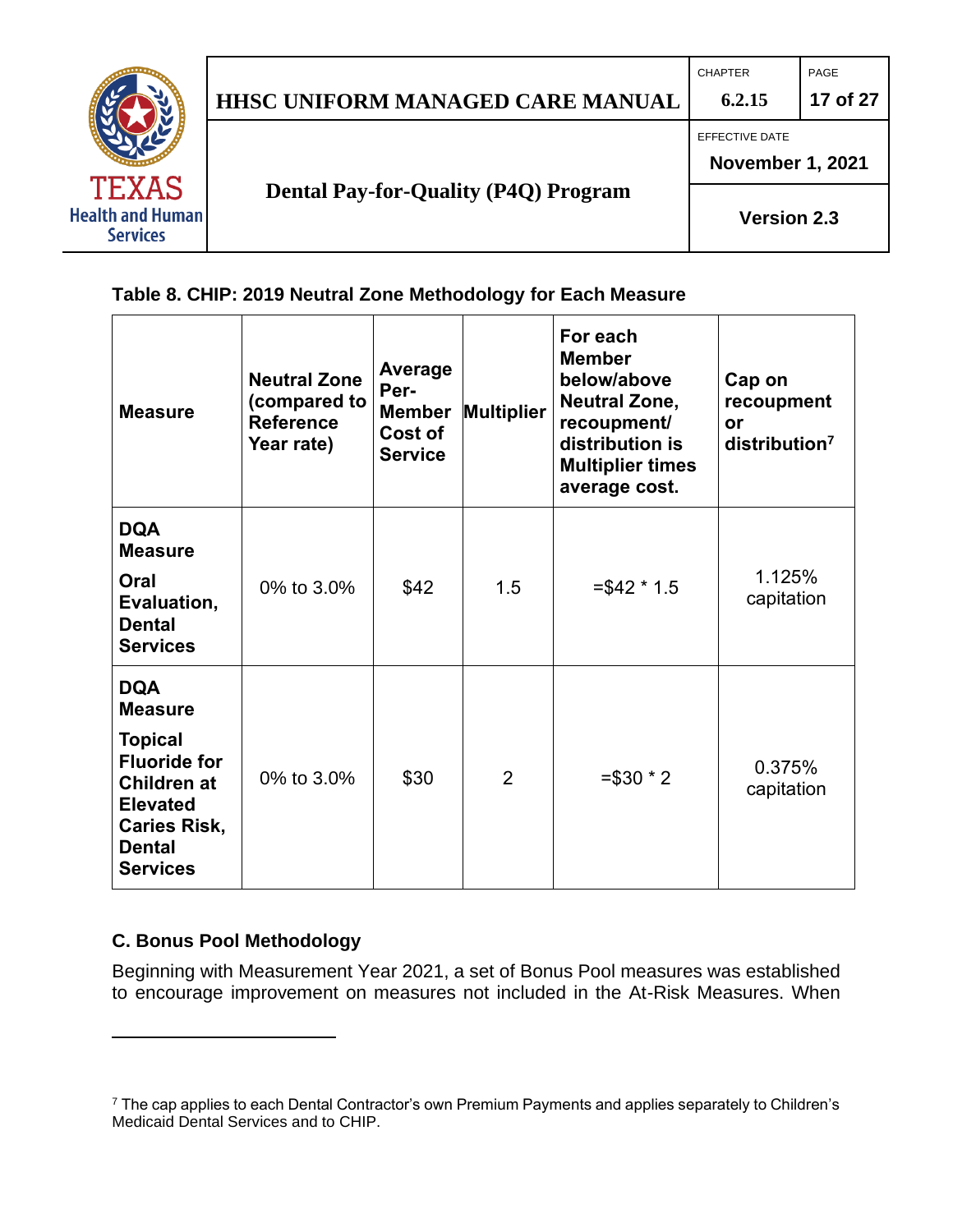**Table 8. CHIP: 2019 Neutral Zone Methodology for Each Measure**

| Measure | Neutral Zone (compared to Reference Year rate) | Average Per-Member Cost of Service | Multiplier | For each Member below/above Neutral Zone, recoupment/ distribution is Multiplier times average cost. | Cap on recoupment or distribution[7] |
|---|---|---|---|---|---|
| **DQA Measure** **Oral Evaluation, Dental Services** | 0% to 3.0% | $42 | 1.5 | =$42 * 1.5 | 1.125% capitation |
| **DQA Measure** **Topical Fluoride for Children at Elevated Caries Risk, Dental Services** | 0% to 3.0% | $30 | 2 | =$30 * 2 | 0.375% capitation |

### C. Bonus Pool Methodology

Beginning with Measurement Year 2021, a set of Bonus Pool measures was established to encourage improvement on measures not included in the At-Risk Measures. When

---

[7] The cap applies to each Dental Contractor's own Premium Payments and applies separately to Children's Medicaid Dental Services and to CHIP.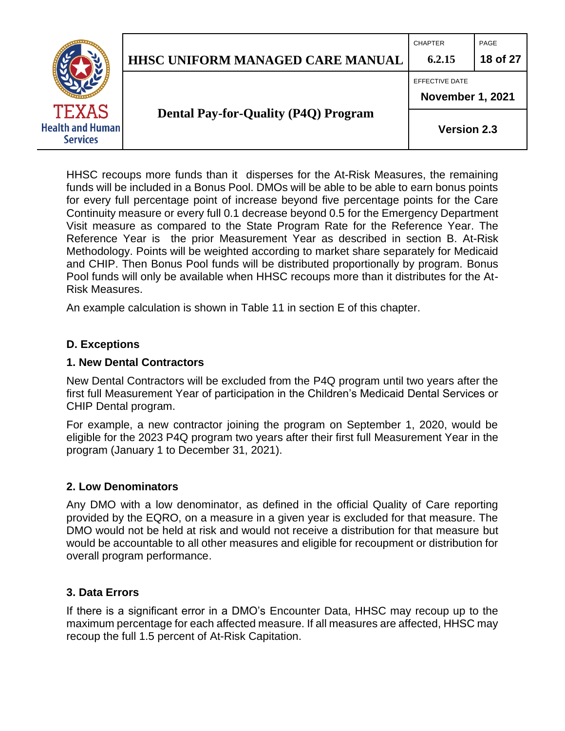HHSC recoups more funds than it disperses for the At-Risk Measures, the remaining funds will be included in a Bonus Pool. DMOs will be able to be able to earn bonus points for every full percentage point of increase beyond five percentage points for the Care Continuity measure or every full 0.1 decrease beyond 0.5 for the Emergency Department Visit measure as compared to the State Program Rate for the Reference Year. The Reference Year is the prior Measurement Year as described in section B. At-Risk Methodology. Points will be weighted according to market share separately for Medicaid and CHIP. Then Bonus Pool funds will be distributed proportionally by program. Bonus Pool funds will only be available when HHSC recoups more than it distributes for the At-Risk Measures.

An example calculation is shown in Table 11 in section E of this chapter.

## D. Exceptions

### 1. New Dental Contractors

New Dental Contractors will be excluded from the P4Q program until two years after the first full Measurement Year of participation in the Children's Medicaid Dental Services or CHIP Dental program.

For example, a new contractor joining the program on September 1, 2020, would be eligible for the 2023 P4Q program two years after their first full Measurement Year in the program (January 1 to December 31, 2021).

### 2. Low Denominators

Any DMO with a low denominator, as defined in the official Quality of Care reporting provided by the EQRO, on a measure in a given year is excluded for that measure. The DMO would not be held at risk and would not receive a distribution for that measure but would be accountable to all other measures and eligible for recoupment or distribution for overall program performance.

### 3. Data Errors

If there is a significant error in a DMO's Encounter Data, HHSC may recoup up to the maximum percentage for each affected measure. If all measures are affected, HHSC may recoup the full 1.5 percent of At-Risk Capitation.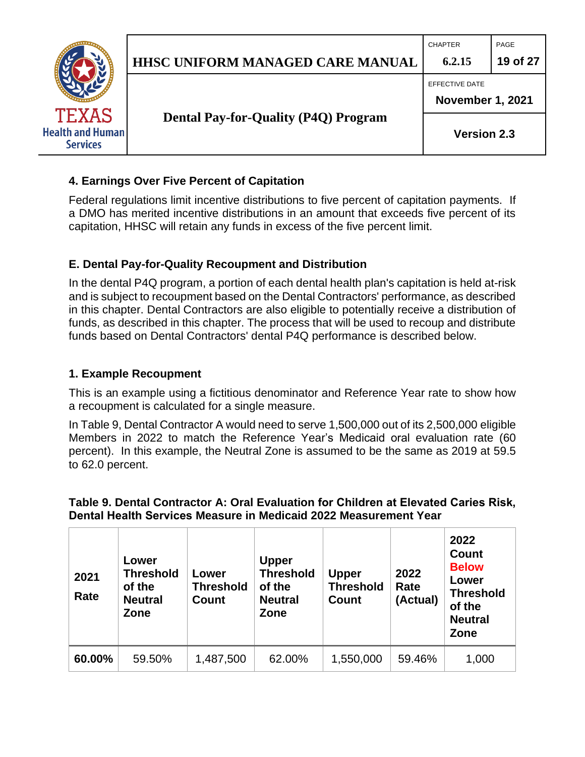### 4. Earnings Over Five Percent of Capitation

Federal regulations limit incentive distributions to five percent of capitation payments. If a DMO has merited incentive distributions in an amount that exceeds five percent of its capitation, HHSC will retain any funds in excess of the five percent limit.

## E. Dental Pay-for-Quality Recoupment and Distribution

In the dental P4Q program, a portion of each dental health plan's capitation is held at-risk and is subject to recoupment based on the Dental Contractors' performance, as described in this chapter. Dental Contractors are also eligible to potentially receive a distribution of funds, as described in this chapter. The process that will be used to recoup and distribute funds based on Dental Contractors' dental P4Q performance is described below.

### 1. Example Recoupment

This is an example using a fictitious denominator and Reference Year rate to show how a recoupment is calculated for a single measure.

In Table 9, Dental Contractor A would need to serve 1,500,000 out of its 2,500,000 eligible Members in 2022 to match the Reference Year's Medicaid oral evaluation rate (60 percent). In this example, the Neutral Zone is assumed to be the same as 2019 at 59.5 to 62.0 percent.

**Table 9. Dental Contractor A: Oral Evaluation for Children at Elevated Caries Risk, Dental Health Services Measure in Medicaid 2022 Measurement Year**

| 2021 Rate | Lower Threshold of the Neutral Zone | Lower Threshold Count | Upper Threshold of the Neutral Zone | Upper Threshold Count | 2022 Rate (Actual) | 2022 Count Below Lower Threshold of the Neutral Zone |
|---|---|---|---|---|---|---|
| **60.00%** | 59.50% | 1,487,500 | 62.00% | 1,550,000 | 59.46% | 1,000 |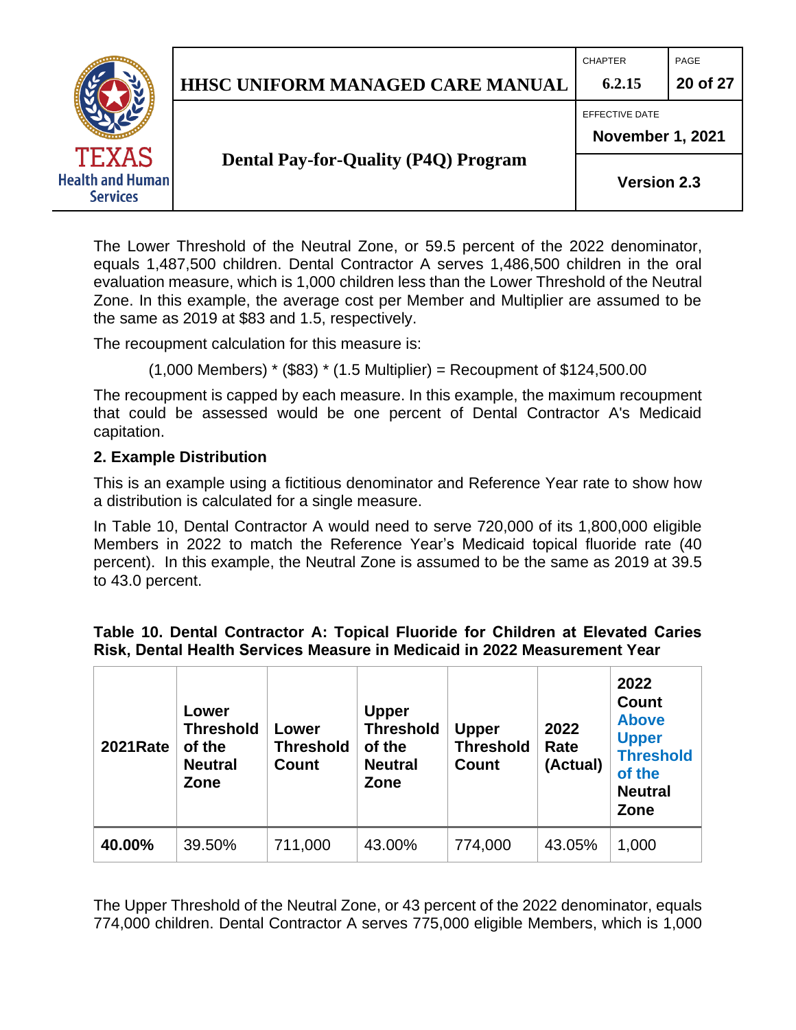The Lower Threshold of the Neutral Zone, or 59.5 percent of the 2022 denominator, equals 1,487,500 children. Dental Contractor A serves 1,486,500 children in the oral evaluation measure, which is 1,000 children less than the Lower Threshold of the Neutral Zone. In this example, the average cost per Member and Multiplier are assumed to be the same as 2019 at $83 and 1.5, respectively.

The recoupment calculation for this measure is:

(1,000 Members) * ($83) * (1.5 Multiplier) = Recoupment of $124,500.00

The recoupment is capped by each measure. In this example, the maximum recoupment that could be assessed would be one percent of Dental Contractor A's Medicaid capitation.

### 2. Example Distribution

This is an example using a fictitious denominator and Reference Year rate to show how a distribution is calculated for a single measure.

In Table 10, Dental Contractor A would need to serve 720,000 of its 1,800,000 eligible Members in 2022 to match the Reference Year's Medicaid topical fluoride rate (40 percent). In this example, the Neutral Zone is assumed to be the same as 2019 at 39.5 to 43.0 percent.

**Table 10. Dental Contractor A: Topical Fluoride for Children at Elevated Caries Risk, Dental Health Services Measure in Medicaid in 2022 Measurement Year**

| 2021Rate | Lower Threshold of the Neutral Zone | Lower Threshold Count | Upper Threshold of the Neutral Zone | Upper Threshold Count | 2022 Rate (Actual) | 2022 Count Above Upper Threshold of the Neutral Zone |
|---|---|---|---|---|---|---|
| **40.00%** | 39.50% | 711,000 | 43.00% | 774,000 | 43.05% | 1,000 |

The Upper Threshold of the Neutral Zone, or 43 percent of the 2022 denominator, equals 774,000 children. Dental Contractor A serves 775,000 eligible Members, which is 1,000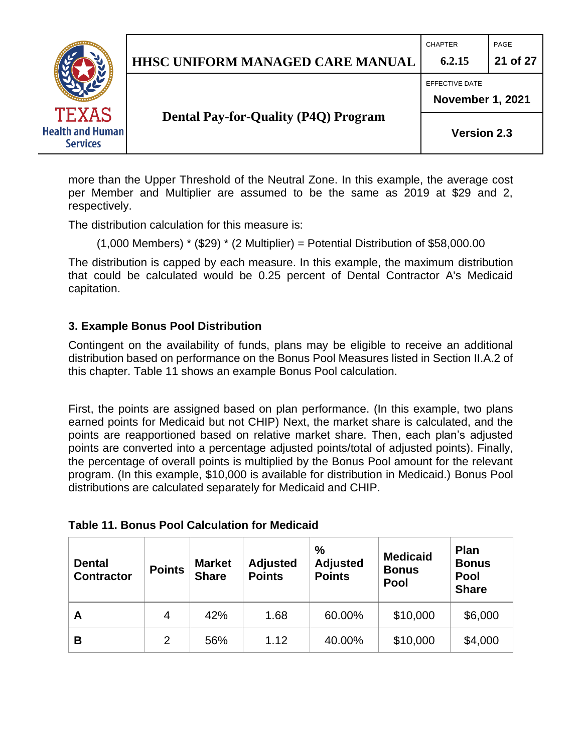more than the Upper Threshold of the Neutral Zone. In this example, the average cost per Member and Multiplier are assumed to be the same as 2019 at $29 and 2, respectively.

The distribution calculation for this measure is:

(1,000 Members) * ($29) * (2 Multiplier) = Potential Distribution of $58,000.00

The distribution is capped by each measure. In this example, the maximum distribution that could be calculated would be 0.25 percent of Dental Contractor A's Medicaid capitation.

### 3. Example Bonus Pool Distribution

Contingent on the availability of funds, plans may be eligible to receive an additional distribution based on performance on the Bonus Pool Measures listed in Section II.A.2 of this chapter. Table 11 shows an example Bonus Pool calculation.

First, the points are assigned based on plan performance. (In this example, two plans earned points for Medicaid but not CHIP) Next, the market share is calculated, and the points are reapportioned based on relative market share. Then, each plan's adjusted points are converted into a percentage adjusted points/total of adjusted points). Finally, the percentage of overall points is multiplied by the Bonus Pool amount for the relevant program. (In this example, $10,000 is available for distribution in Medicaid.) Bonus Pool distributions are calculated separately for Medicaid and CHIP.

**Table 11. Bonus Pool Calculation for Medicaid**

| Dental Contractor | Points | Market Share | Adjusted Points | % Adjusted Points | Medicaid Bonus Pool | Plan Bonus Pool Share |
|---|---|---|---|---|---|---|
| **A** | 4 | 42% | 1.68 | 60.00% | $10,000 | $6,000 |
| **B** | 2 | 56% | 1.12 | 40.00% | $10,000 | $4,000 |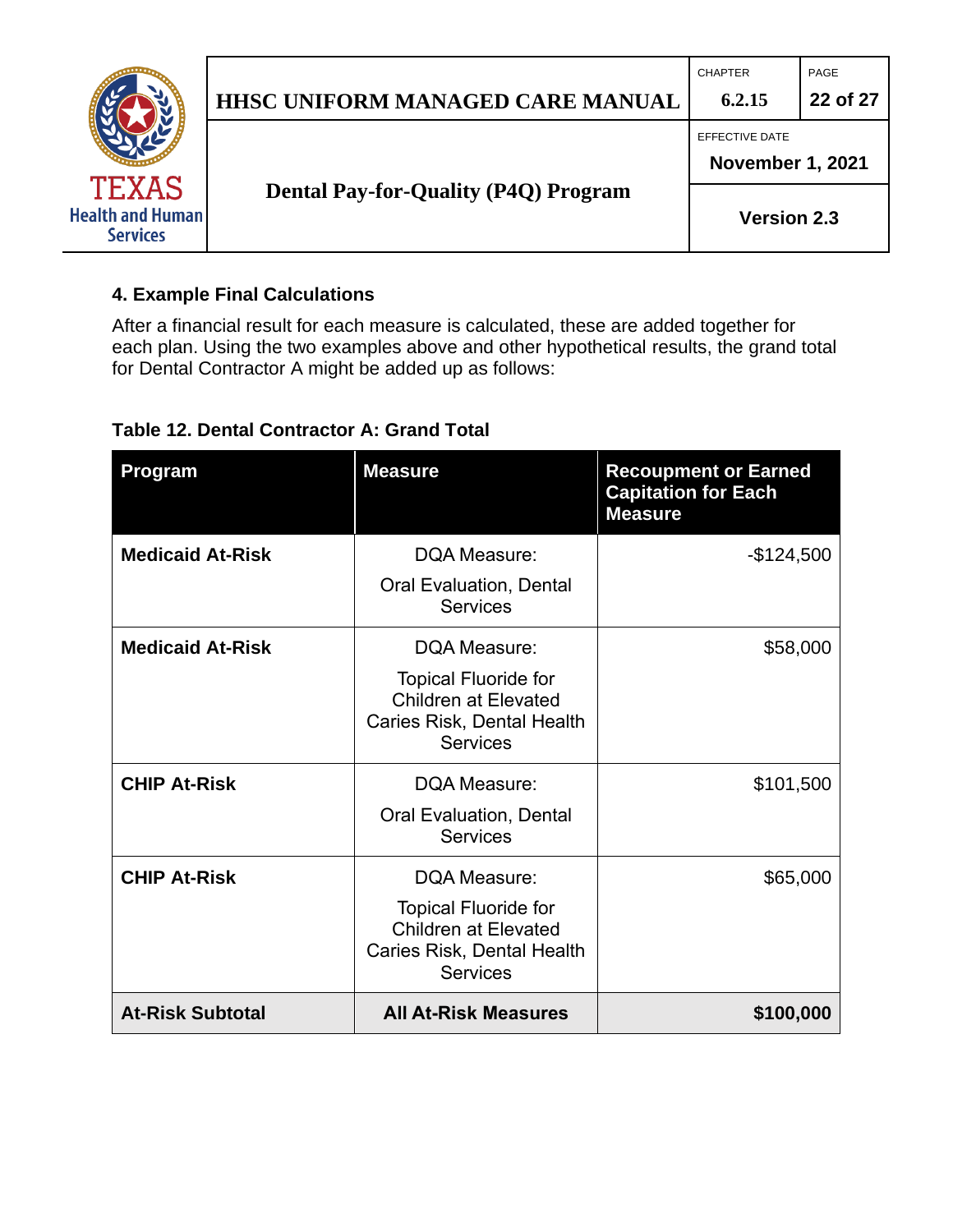### 4. Example Final Calculations

After a financial result for each measure is calculated, these are added together for each plan. Using the two examples above and other hypothetical results, the grand total for Dental Contractor A might be added up as follows:

**Table 12. Dental Contractor A: Grand Total**

| Program | Measure | Recoupment or Earned Capitation for Each Measure |
|---|---|---|
| **Medicaid At-Risk** | DQA Measure: Oral Evaluation, Dental Services | -$124,500 |
| **Medicaid At-Risk** | DQA Measure: Topical Fluoride for Children at Elevated Caries Risk, Dental Health Services | $58,000 |
| **CHIP At-Risk** | DQA Measure: Oral Evaluation, Dental Services | $101,500 |
| **CHIP At-Risk** | DQA Measure: Topical Fluoride for Children at Elevated Caries Risk, Dental Health Services | $65,000 |
| **At-Risk Subtotal** | **All At-Risk Measures** | **$100,000** |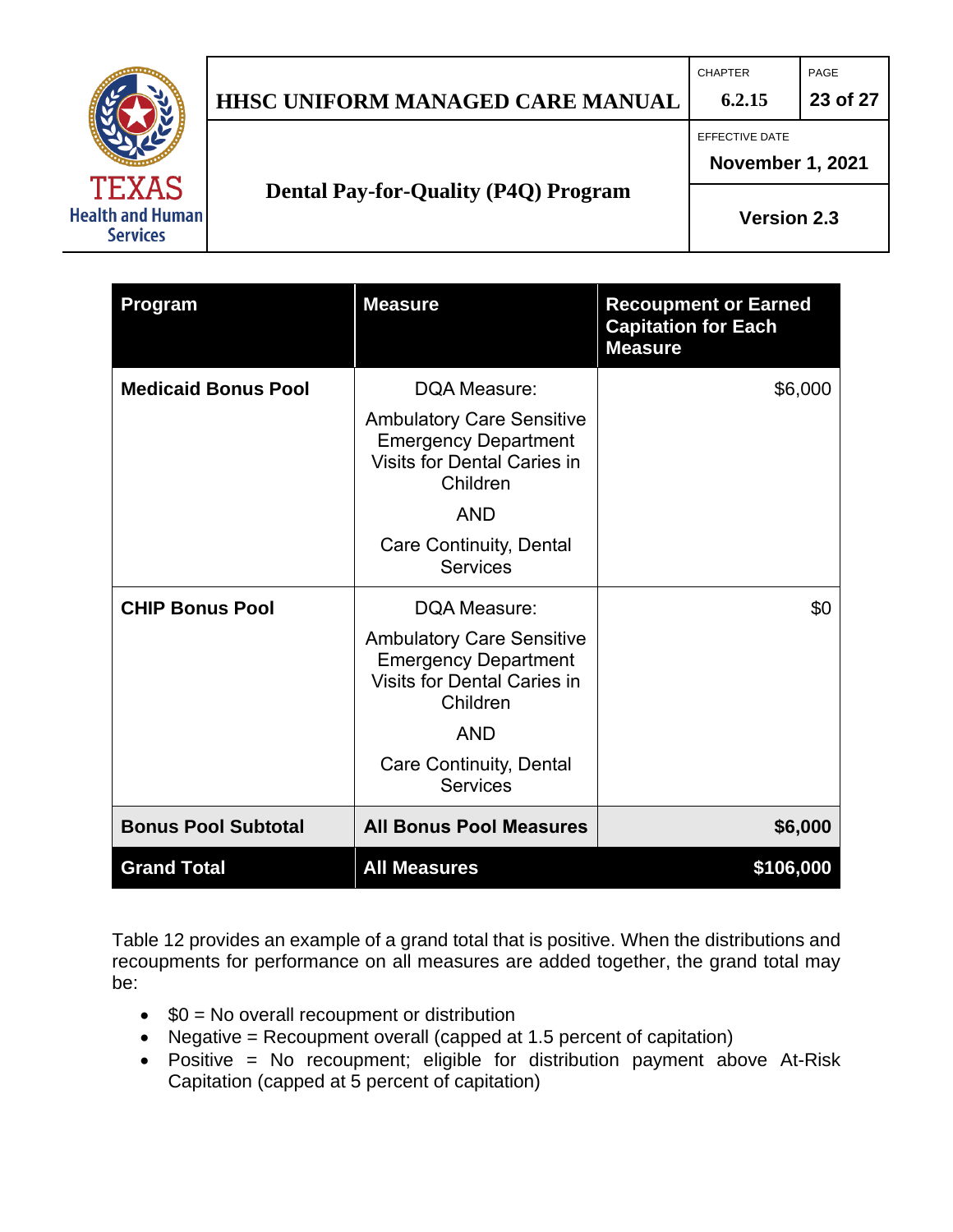| Program | Measure | Recoupment or Earned Capitation for Each Measure |
|---|---|---|
| **Medicaid Bonus Pool** | DQA Measure:<br>Ambulatory Care Sensitive Emergency Department Visits for Dental Caries in Children<br>AND<br>Care Continuity, Dental Services | $6,000 |
| **CHIP Bonus Pool** | DQA Measure:<br>Ambulatory Care Sensitive Emergency Department Visits for Dental Caries in Children<br>AND<br>Care Continuity, Dental Services | $0 |
| **Bonus Pool Subtotal** | **All Bonus Pool Measures** | **$6,000** |
| **Grand Total** | **All Measures** | **$106,000** |

Table 12 provides an example of a grand total that is positive. When the distributions and recoupments for performance on all measures are added together, the grand total may be:

- $0 = No overall recoupment or distribution
- Negative = Recoupment overall (capped at 1.5 percent of capitation)
- Positive = No recoupment; eligible for distribution payment above At-Risk Capitation (capped at 5 percent of capitation)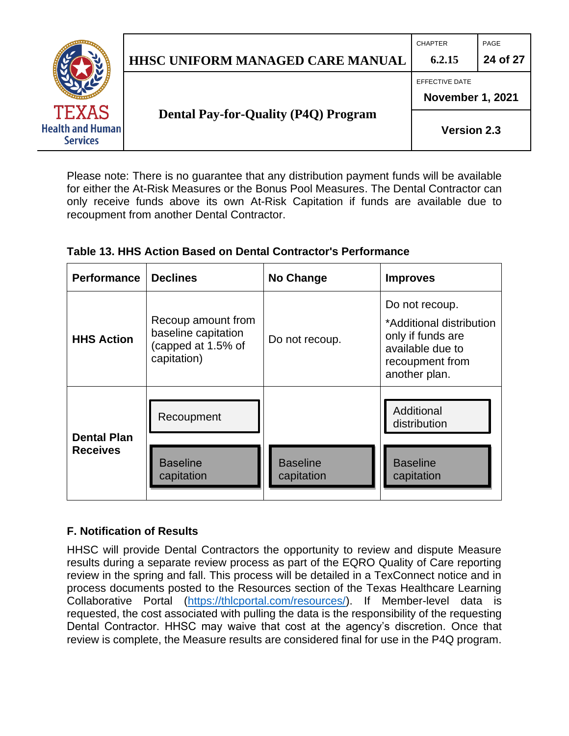Please note: There is no guarantee that any distribution payment funds will be available for either the At-Risk Measures or the Bonus Pool Measures. The Dental Contractor can only receive funds above its own At-Risk Capitation if funds are available due to recoupment from another Dental Contractor.

**Table 13. HHS Action Based on Dental Contractor's Performance**

| Performance | Declines | No Change | Improves |
|---|---|---|---|
| **HHS Action** | Recoup amount from baseline capitation (capped at 1.5% of capitation) | Do not recoup. | Do not recoup. *Additional distribution only if funds are available due to recoupment from another plan. |
| **Dental Plan Receives** | Recoupment; Baseline capitation | Baseline capitation | Additional distribution; Baseline capitation |

## F. Notification of Results

HHSC will provide Dental Contractors the opportunity to review and dispute Measure results during a separate review process as part of the EQRO Quality of Care reporting review in the spring and fall. This process will be detailed in a TexConnect notice and in process documents posted to the Resources section of the Texas Healthcare Learning Collaborative Portal (https://thlcportal.com/resources/). If Member-level data is requested, the cost associated with pulling the data is the responsibility of the requesting Dental Contractor. HHSC may waive that cost at the agency's discretion. Once that review is complete, the Measure results are considered final for use in the P4Q program.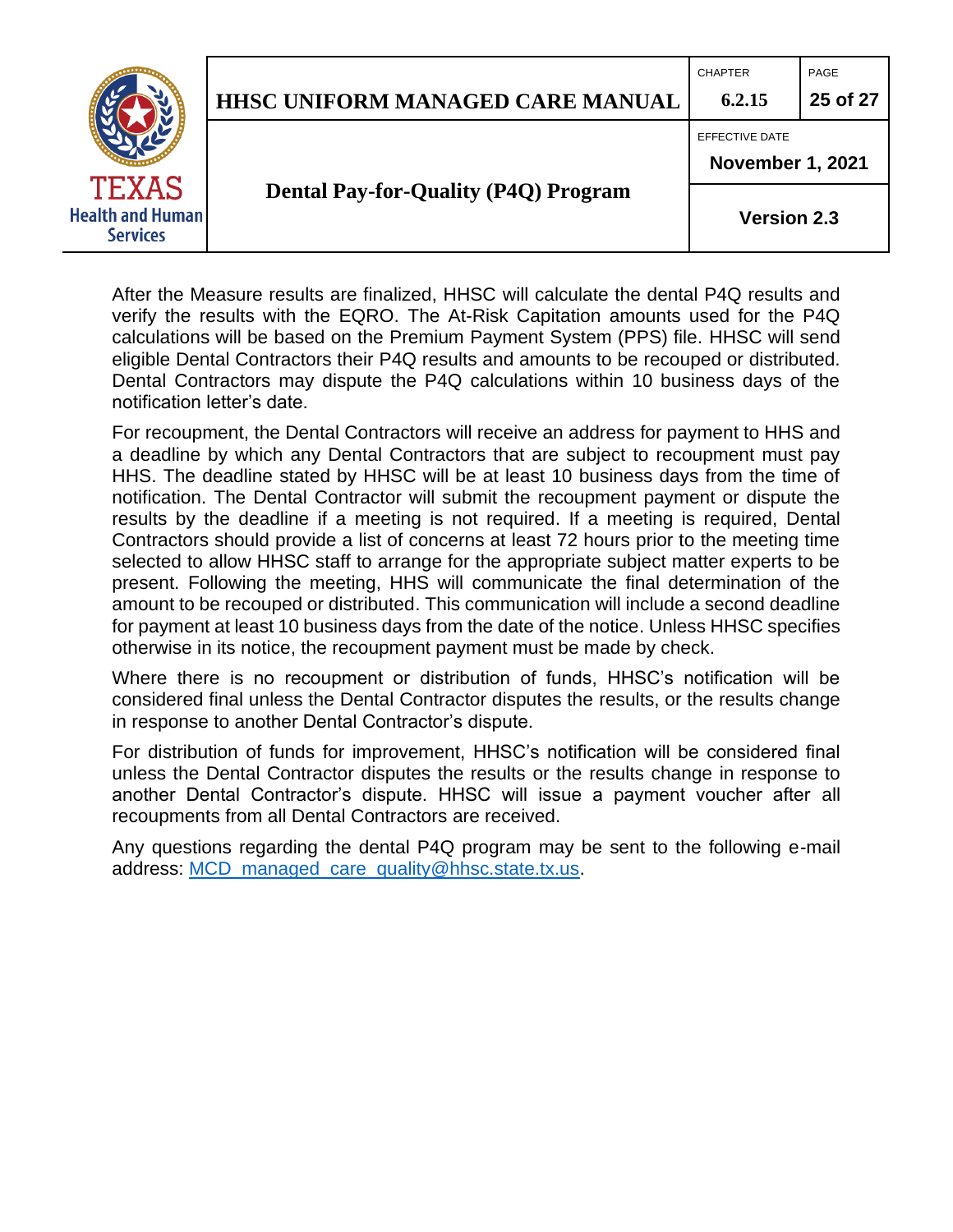After the Measure results are finalized, HHSC will calculate the dental P4Q results and verify the results with the EQRO. The At-Risk Capitation amounts used for the P4Q calculations will be based on the Premium Payment System (PPS) file. HHSC will send eligible Dental Contractors their P4Q results and amounts to be recouped or distributed. Dental Contractors may dispute the P4Q calculations within 10 business days of the notification letter's date.

For recoupment, the Dental Contractors will receive an address for payment to HHS and a deadline by which any Dental Contractors that are subject to recoupment must pay HHS. The deadline stated by HHSC will be at least 10 business days from the time of notification. The Dental Contractor will submit the recoupment payment or dispute the results by the deadline if a meeting is not required. If a meeting is required, Dental Contractors should provide a list of concerns at least 72 hours prior to the meeting time selected to allow HHSC staff to arrange for the appropriate subject matter experts to be present. Following the meeting, HHS will communicate the final determination of the amount to be recouped or distributed. This communication will include a second deadline for payment at least 10 business days from the date of the notice. Unless HHSC specifies otherwise in its notice, the recoupment payment must be made by check.

Where there is no recoupment or distribution of funds, HHSC's notification will be considered final unless the Dental Contractor disputes the results, or the results change in response to another Dental Contractor's dispute.

For distribution of funds for improvement, HHSC's notification will be considered final unless the Dental Contractor disputes the results or the results change in response to another Dental Contractor's dispute. HHSC will issue a payment voucher after all recoupments from all Dental Contractors are received.

Any questions regarding the dental P4Q program may be sent to the following e-mail address: MCD_managed_care_quality@hhsc.state.tx.us.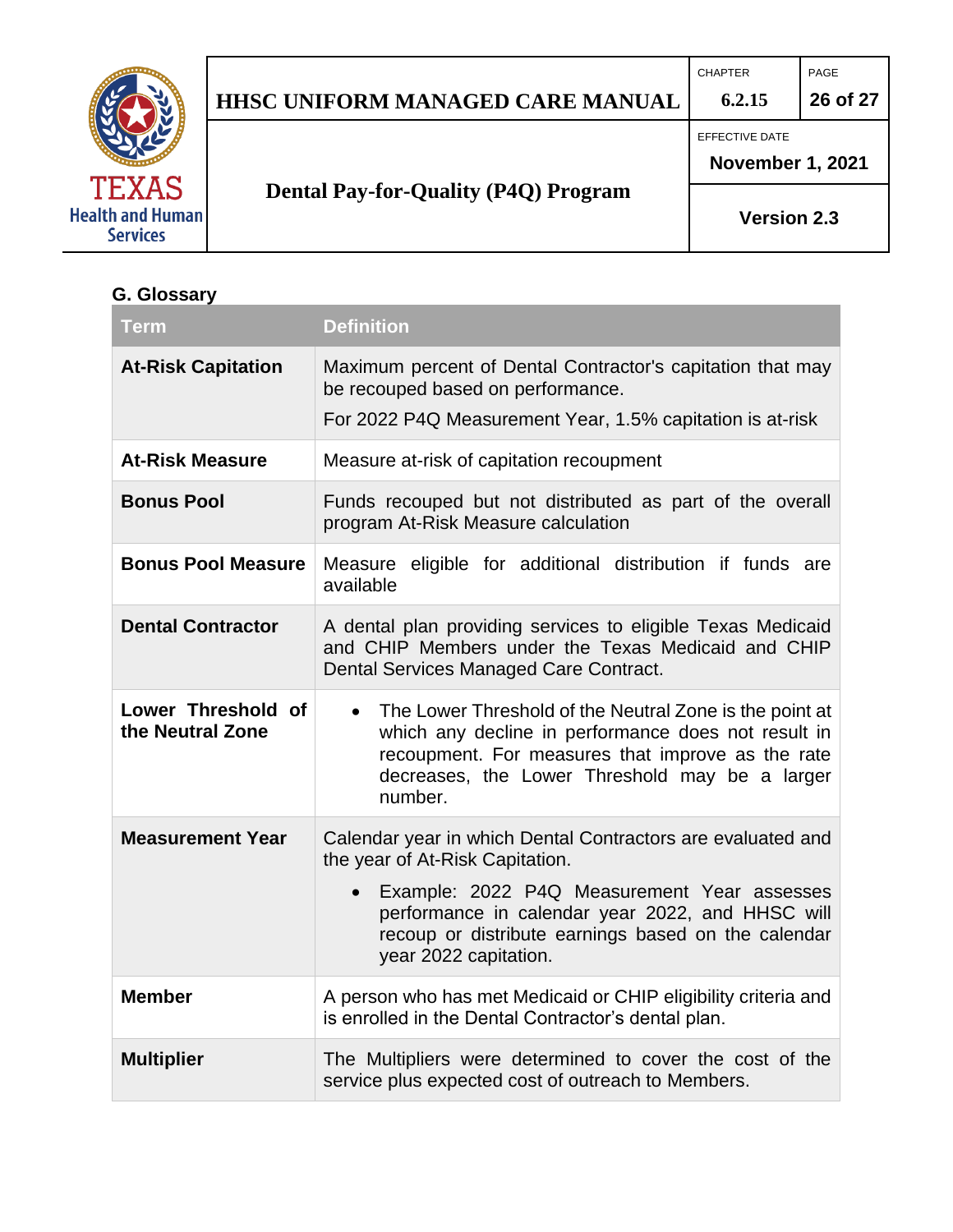## G. Glossary

| Term | Definition |
|---|---|
| **At-Risk Capitation** | Maximum percent of Dental Contractor's capitation that may be recouped based on performance.<br>For 2022 P4Q Measurement Year, 1.5% capitation is at-risk |
| **At-Risk Measure** | Measure at-risk of capitation recoupment |
| **Bonus Pool** | Funds recouped but not distributed as part of the overall program At-Risk Measure calculation |
| **Bonus Pool Measure** | Measure eligible for additional distribution if funds are available |
| **Dental Contractor** | A dental plan providing services to eligible Texas Medicaid and CHIP Members under the Texas Medicaid and CHIP Dental Services Managed Care Contract. |
| **Lower Threshold of the Neutral Zone** | • The Lower Threshold of the Neutral Zone is the point at which any decline in performance does not result in recoupment. For measures that improve as the rate decreases, the Lower Threshold may be a larger number. |
| **Measurement Year** | Calendar year in which Dental Contractors are evaluated and the year of At-Risk Capitation.<br>• Example: 2022 P4Q Measurement Year assesses performance in calendar year 2022, and HHSC will recoup or distribute earnings based on the calendar year 2022 capitation. |
| **Member** | A person who has met Medicaid or CHIP eligibility criteria and is enrolled in the Dental Contractor's dental plan. |
| **Multiplier** | The Multipliers were determined to cover the cost of the service plus expected cost of outreach to Members. |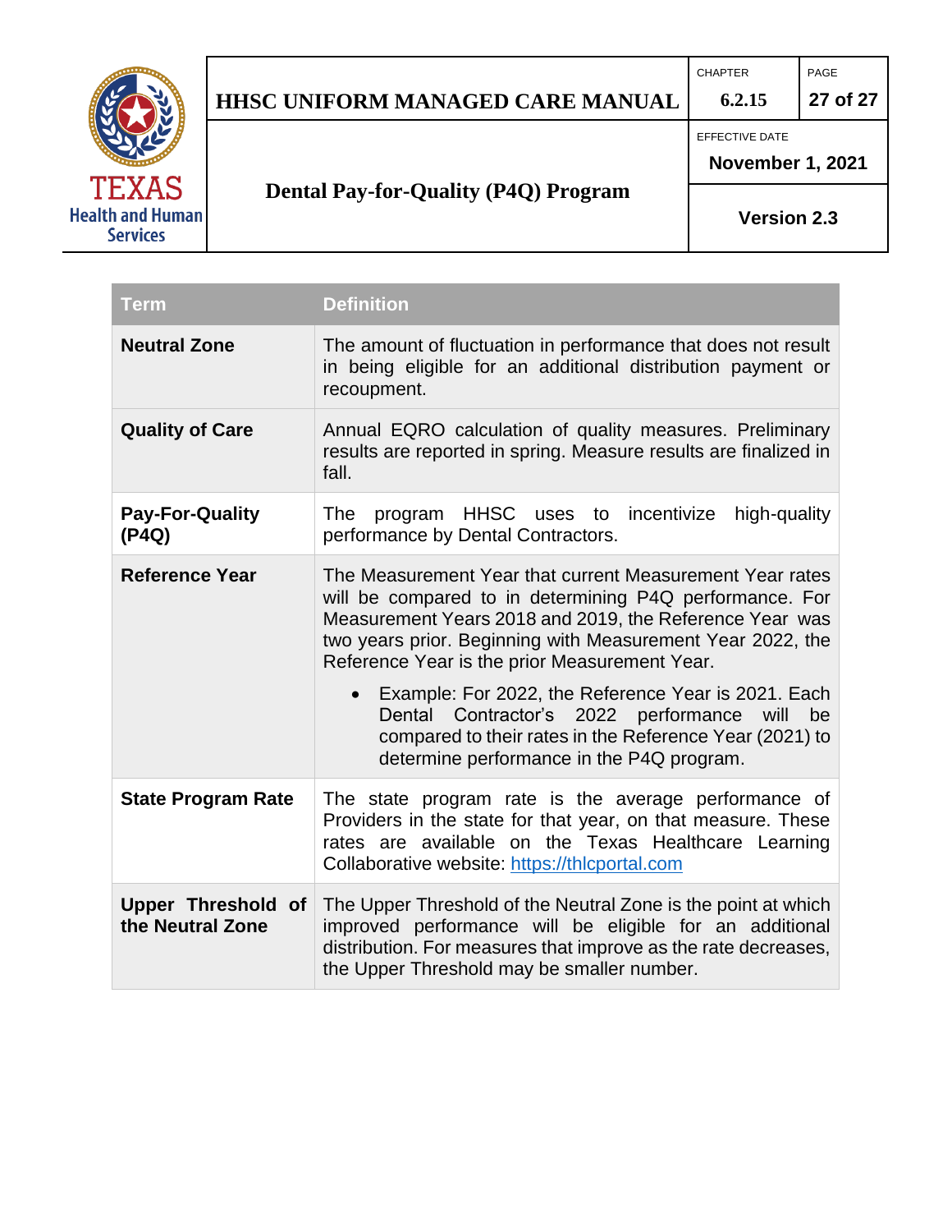| Term | Definition |
|---|---|
| **Neutral Zone** | The amount of fluctuation in performance that does not result in being eligible for an additional distribution payment or recoupment. |
| **Quality of Care** | Annual EQRO calculation of quality measures. Preliminary results are reported in spring. Measure results are finalized in fall. |
| **Pay-For-Quality (P4Q)** | The program HHSC uses to incentivize high-quality performance by Dental Contractors. |
| **Reference Year** | The Measurement Year that current Measurement Year rates will be compared to in determining P4Q performance. For Measurement Years 2018 and 2019, the Reference Year was two years prior. Beginning with Measurement Year 2022, the Reference Year is the prior Measurement Year.<br>• Example: For 2022, the Reference Year is 2021. Each Dental Contractor's 2022 performance will be compared to their rates in the Reference Year (2021) to determine performance in the P4Q program. |
| **State Program Rate** | The state program rate is the average performance of Providers in the state for that year, on that measure. These rates are available on the Texas Healthcare Learning Collaborative website: [https://thlcportal.com](https://thlcportal.com) |
| **Upper Threshold of the Neutral Zone** | The Upper Threshold of the Neutral Zone is the point at which improved performance will be eligible for an additional distribution. For measures that improve as the rate decreases, the Upper Threshold may be smaller number. |